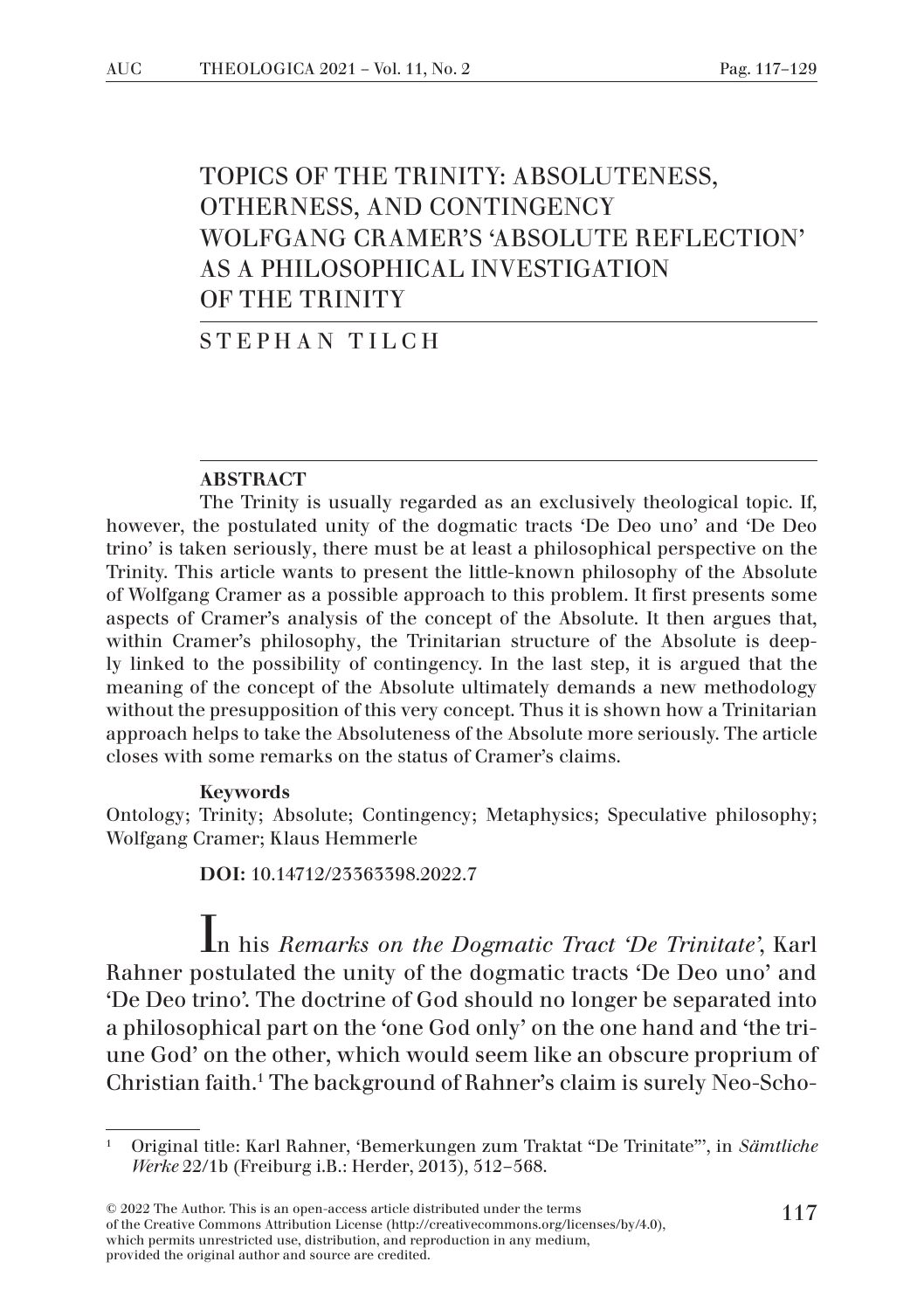# TOPICS OF THE TRINITY: ABSOLUTENESS, OTHERNESS, AND CONTINGENCY WOLFGANG CRAMER'S 'ABSOLUTE REFLECTION' AS A PHILOSOPHICAL INVESTIGATION OF THE TRINITY

STEPHAN TILCH

**ABSTRACT**

The Trinity is usually regarded as an exclusively theological topic. If, however, the postulated unity of the dogmatic tracts 'De Deo uno' and 'De Deo trino' is taken seriously, there must be at least a philosophical perspective on the Trinity. This article wants to present the little-known philosophy of the Absolute of Wolfgang Cramer as a possible approach to this problem. It first presents some aspects of Cramer's analysis of the concept of the Absolute. It then argues that, within Cramer's philosophy, the Trinitarian structure of the Absolute is deeply linked to the possibility of contingency. In the last step, it is argued that the meaning of the concept of the Absolute ultimately demands a new methodology without the presupposition of this very concept. Thus it is shown how a Trinitarian approach helps to take the Absoluteness of the Absolute more seriously. The article closes with some remarks on the status of Cramer's claims.

**Keywords**

Ontology; Trinity; Absolute; Contingency; Metaphysics; Speculative philosophy; Wolfgang Cramer; Klaus Hemmerle

**DOI:** 10.14712/23363398.2022.7

In his *Remarks on the Dogmatic Tract 'De Trinitate'*, Karl Rahner postulated the unity of the dogmatic tracts 'De Deo uno' and 'De Deo trino'. The doctrine of God should no longer be separated into a philosophical part on the 'one God only' on the one hand and 'the triune God' on the other, which would seem like an obscure proprium of Christian faith.[1] The background of Rahner's claim is surely Neo-Scho-

[1] Original title: Karl Rahner, 'Bemerkungen zum Traktat "De Trinitate"', in *Sämtliche Werke* 22/1b (Freiburg i.B.: Herder, 2013), 512–568.

© 2022 The Author. This is an open-access article distributed under the terms of the Creative Commons Attribution License (http://creativecommons.org/licenses/by/4.0), which permits unrestricted use, distribution, and reproduction in any medium, provided the original author and source are credited.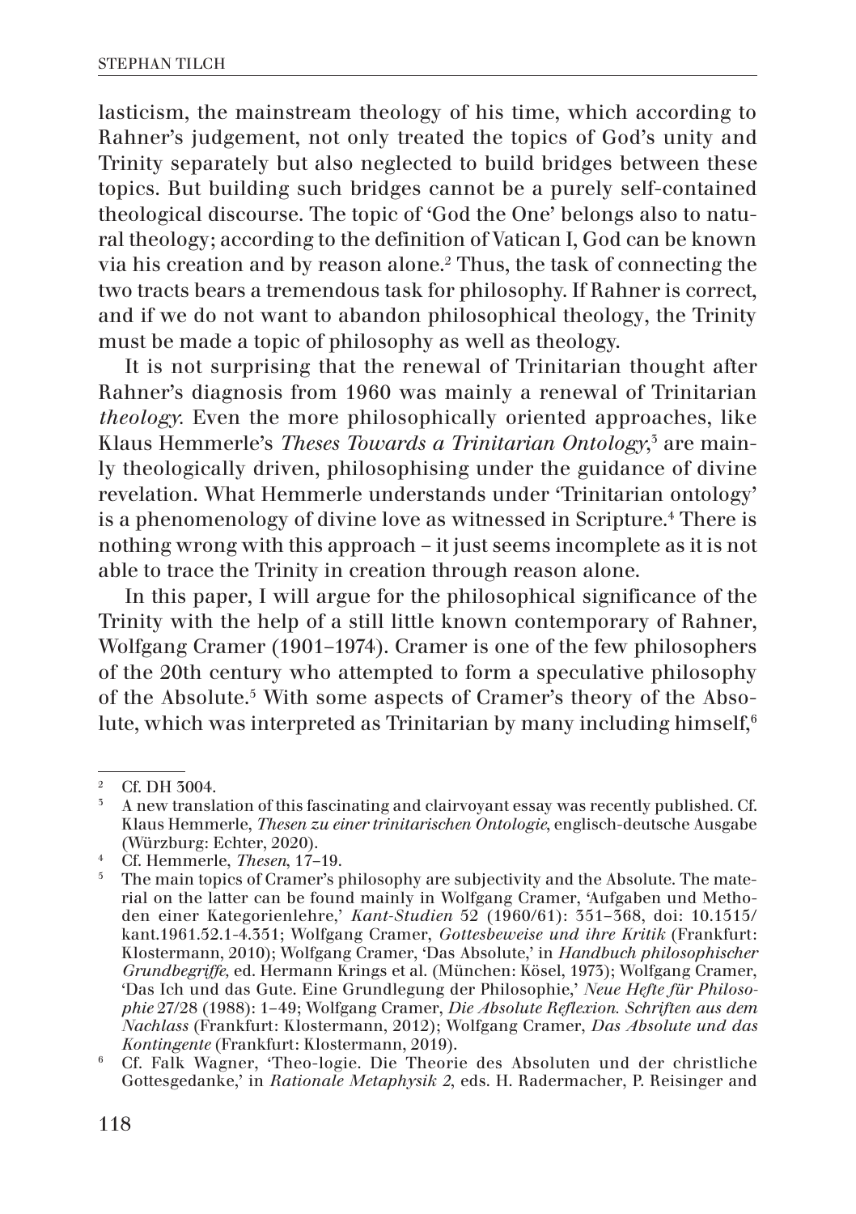lasticism, the mainstream theology of his time, which according to Rahner's judgement, not only treated the topics of God's unity and Trinity separately but also neglected to build bridges between these topics. But building such bridges cannot be a purely self-contained theological discourse. The topic of 'God the One' belongs also to natural theology; according to the definition of Vatican I, God can be known via his creation and by reason alone.[2] Thus, the task of connecting the two tracts bears a tremendous task for philosophy. If Rahner is correct, and if we do not want to abandon philosophical theology, the Trinity must be made a topic of philosophy as well as theology.

It is not surprising that the renewal of Trinitarian thought after Rahner's diagnosis from 1960 was mainly a renewal of Trinitarian *theology*. Even the more philosophically oriented approaches, like Klaus Hemmerle's *Theses Towards a Trinitarian Ontology*,[3] are mainly theologically driven, philosophising under the guidance of divine revelation. What Hemmerle understands under 'Trinitarian ontology' is a phenomenology of divine love as witnessed in Scripture.[4] There is nothing wrong with this approach – it just seems incomplete as it is not able to trace the Trinity in creation through reason alone.

In this paper, I will argue for the philosophical significance of the Trinity with the help of a still little known contemporary of Rahner, Wolfgang Cramer (1901–1974). Cramer is one of the few philosophers of the 20th century who attempted to form a speculative philosophy of the Absolute.[5] With some aspects of Cramer's theory of the Absolute, which was interpreted as Trinitarian by many including himself,[6]

---

[2] Cf. DH 3004.

[3] A new translation of this fascinating and clairvoyant essay was recently published. Cf. Klaus Hemmerle, *Thesen zu einer trinitarischen Ontologie*, englisch-deutsche Ausgabe (Würzburg: Echter, 2020).

[4] Cf. Hemmerle, *Thesen*, 17–19.

[5] The main topics of Cramer's philosophy are subjectivity and the Absolute. The material on the latter can be found mainly in Wolfgang Cramer, 'Aufgaben und Methoden einer Kategorienlehre,' *Kant-Studien* 52 (1960/61): 351–368, doi: 10.1515/kant.1961.52.1-4.351; Wolfgang Cramer, *Gottesbeweise und ihre Kritik* (Frankfurt: Klostermann, 2010); Wolfgang Cramer, 'Das Absolute,' in *Handbuch philosophischer Grundbegriffe*, ed. Hermann Krings et al. (München: Kösel, 1973); Wolfgang Cramer, 'Das Ich und das Gute. Eine Grundlegung der Philosophie,' *Neue Hefte für Philosophie* 27/28 (1988): 1–49; Wolfgang Cramer, *Die Absolute Reflexion. Schriften aus dem Nachlass* (Frankfurt: Klostermann, 2012); Wolfgang Cramer, *Das Absolute und das Kontingente* (Frankfurt: Klostermann, 2019).

[6] Cf. Falk Wagner, 'Theo-logie. Die Theorie des Absoluten und der christliche Gottesgedanke,' in *Rationale Metaphysik 2,* eds. H. Radermacher, P. Reisinger and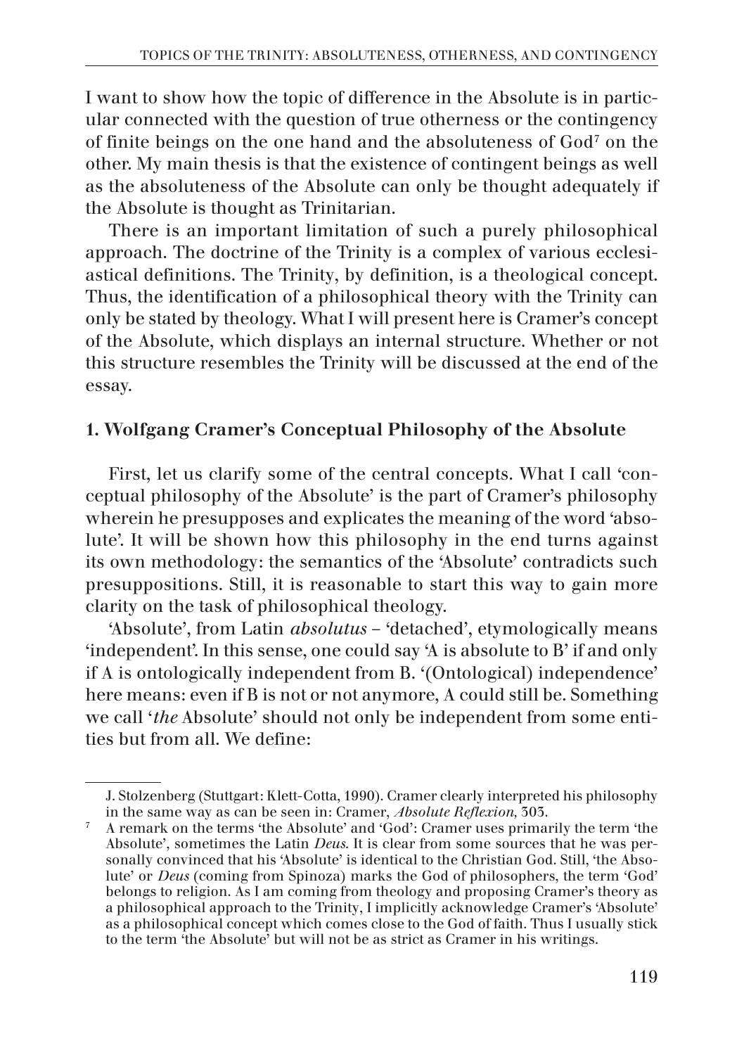I want to show how the topic of difference in the Absolute is in particular connected with the question of true otherness or the contingency of finite beings on the one hand and the absoluteness of God[7] on the other. My main thesis is that the existence of contingent beings as well as the absoluteness of the Absolute can only be thought adequately if the Absolute is thought as Trinitarian.

There is an important limitation of such a purely philosophical approach. The doctrine of the Trinity is a complex of various ecclesiastical definitions. The Trinity, by definition, is a theological concept. Thus, the identification of a philosophical theory with the Trinity can only be stated by theology. What I will present here is Cramer's concept of the Absolute, which displays an internal structure. Whether or not this structure resembles the Trinity will be discussed at the end of the essay.

## 1. Wolfgang Cramer's Conceptual Philosophy of the Absolute

First, let us clarify some of the central concepts. What I call 'conceptual philosophy of the Absolute' is the part of Cramer's philosophy wherein he presupposes and explicates the meaning of the word 'absolute'. It will be shown how this philosophy in the end turns against its own methodology: the semantics of the 'Absolute' contradicts such presuppositions. Still, it is reasonable to start this way to gain more clarity on the task of philosophical theology.

'Absolute', from Latin *absolutus* – 'detached', etymologically means 'independent'. In this sense, one could say 'A is absolute to B' if and only if A is ontologically independent from B. '(Ontological) independence' here means: even if B is not or not anymore, A could still be. Something we call '*the* Absolute' should not only be independent from some entities but from all. We define:

---

J. Stolzenberg (Stuttgart: Klett-Cotta, 1990). Cramer clearly interpreted his philosophy in the same way as can be seen in: Cramer, *Absolute Reflexion*, 303.

[7] A remark on the terms 'the Absolute' and 'God': Cramer uses primarily the term 'the Absolute', sometimes the Latin *Deus*. It is clear from some sources that he was personally convinced that his 'Absolute' is identical to the Christian God. Still, 'the Absolute' or *Deus* (coming from Spinoza) marks the God of philosophers, the term 'God' belongs to religion. As I am coming from theology and proposing Cramer's theory as a philosophical approach to the Trinity, I implicitly acknowledge Cramer's 'Absolute' as a philosophical concept which comes close to the God of faith. Thus I usually stick to the term 'the Absolute' but will not be as strict as Cramer in his writings.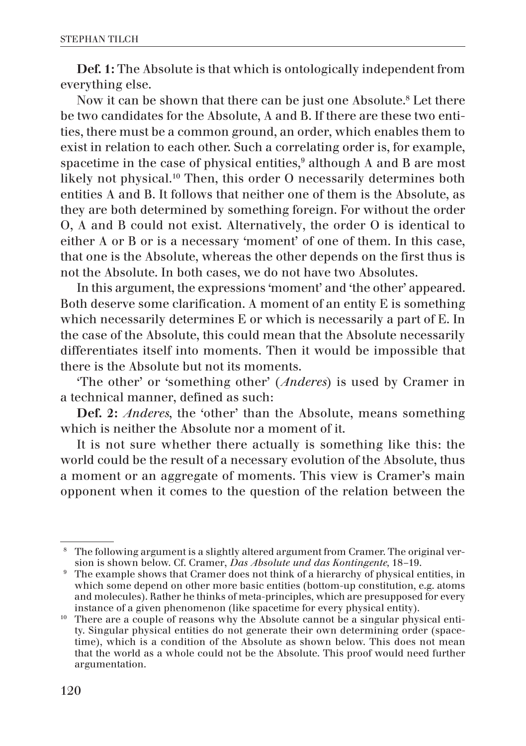**Def. 1:** The Absolute is that which is ontologically independent from everything else.

Now it can be shown that there can be just one Absolute.[8] Let there be two candidates for the Absolute, A and B. If there are these two entities, there must be a common ground, an order, which enables them to exist in relation to each other. Such a correlating order is, for example, spacetime in the case of physical entities,[9] although A and B are most likely not physical.[10] Then, this order O necessarily determines both entities A and B. It follows that neither one of them is the Absolute, as they are both determined by something foreign. For without the order O, A and B could not exist. Alternatively, the order O is identical to either A or B or is a necessary 'moment' of one of them. In this case, that one is the Absolute, whereas the other depends on the first thus is not the Absolute. In both cases, we do not have two Absolutes.

In this argument, the expressions 'moment' and 'the other' appeared. Both deserve some clarification. A moment of an entity E is something which necessarily determines E or which is necessarily a part of E. In the case of the Absolute, this could mean that the Absolute necessarily differentiates itself into moments. Then it would be impossible that there is the Absolute but not its moments.

'The other' or 'something other' (*Anderes*) is used by Cramer in a technical manner, defined as such:

**Def. 2:** *Anderes*, the 'other' than the Absolute, means something which is neither the Absolute nor a moment of it.

It is not sure whether there actually is something like this: the world could be the result of a necessary evolution of the Absolute, thus a moment or an aggregate of moments. This view is Cramer's main opponent when it comes to the question of the relation between the

---

[8] The following argument is a slightly altered argument from Cramer. The original version is shown below. Cf. Cramer, *Das Absolute und das Kontingente*, 18–19.

[9] The example shows that Cramer does not think of a hierarchy of physical entities, in which some depend on other more basic entities (bottom-up constitution, e.g. atoms and molecules). Rather he thinks of meta-principles, which are presupposed for every instance of a given phenomenon (like spacetime for every physical entity).

[10] There are a couple of reasons why the Absolute cannot be a singular physical entity. Singular physical entities do not generate their own determining order (spacetime), which is a condition of the Absolute as shown below. This does not mean that the world as a whole could not be the Absolute. This proof would need further argumentation.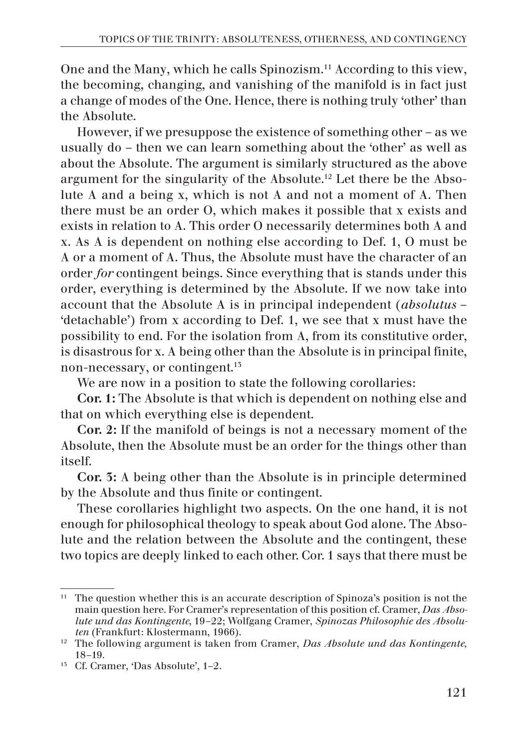One and the Many, which he calls Spinozism.[11] According to this view, the becoming, changing, and vanishing of the manifold is in fact just a change of modes of the One. Hence, there is nothing truly 'other' than the Absolute.

However, if we presuppose the existence of something other – as we usually do – then we can learn something about the 'other' as well as about the Absolute. The argument is similarly structured as the above argument for the singularity of the Absolute.[12] Let there be the Absolute A and a being x, which is not A and not a moment of A. Then there must be an order O, which makes it possible that x exists and exists in relation to A. This order O necessarily determines both A and x. As A is dependent on nothing else according to Def. 1, O must be A or a moment of A. Thus, the Absolute must have the character of an order *for* contingent beings. Since everything that is stands under this order, everything is determined by the Absolute. If we now take into account that the Absolute A is in principal independent (*absolutus* – 'detachable') from x according to Def. 1, we see that x must have the possibility to end. For the isolation from A, from its constitutive order, is disastrous for x. A being other than the Absolute is in principal finite, non-necessary, or contingent.[13]

We are now in a position to state the following corollaries:

**Cor. 1:** The Absolute is that which is dependent on nothing else and that on which everything else is dependent.

**Cor. 2:** If the manifold of beings is not a necessary moment of the Absolute, then the Absolute must be an order for the things other than itself.

**Cor. 3:** A being other than the Absolute is in principle determined by the Absolute and thus finite or contingent.

These corollaries highlight two aspects. On the one hand, it is not enough for philosophical theology to speak about God alone. The Absolute and the relation between the Absolute and the contingent, these two topics are deeply linked to each other. Cor. 1 says that there must be

---

[11] The question whether this is an accurate description of Spinoza's position is not the main question here. For Cramer's representation of this position cf. Cramer, *Das Absolute und das Kontingente*, 19–22; Wolfgang Cramer, *Spinozas Philosophie des Absoluten* (Frankfurt: Klostermann, 1966).

[12] The following argument is taken from Cramer, *Das Absolute und das Kontingente*, 18–19.

[13] Cf. Cramer, 'Das Absolute', 1–2.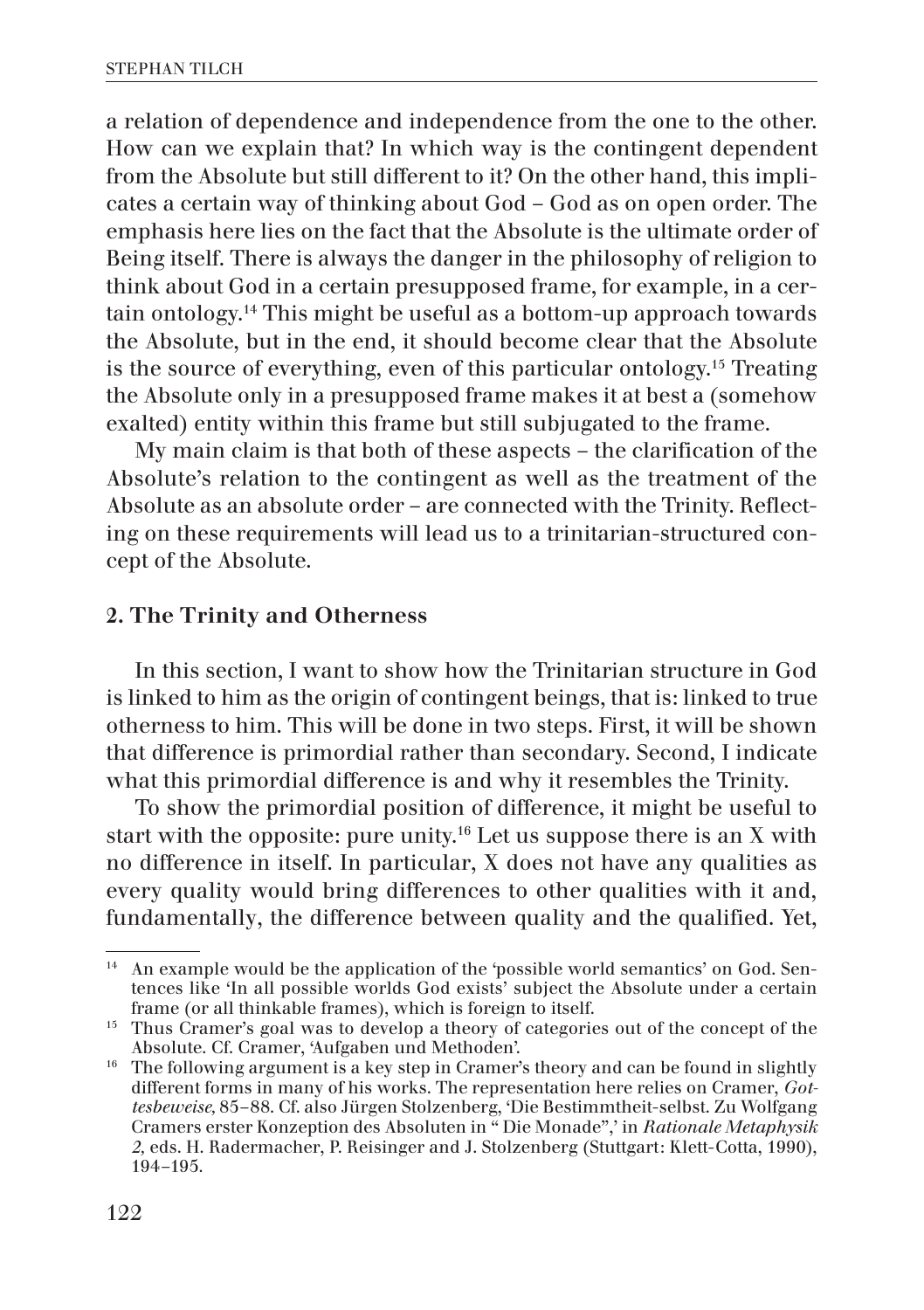a relation of dependence and independence from the one to the other. How can we explain that? In which way is the contingent dependent from the Absolute but still different to it? On the other hand, this implicates a certain way of thinking about God – God as on open order. The emphasis here lies on the fact that the Absolute is the ultimate order of Being itself. There is always the danger in the philosophy of religion to think about God in a certain presupposed frame, for example, in a certain ontology.[14] This might be useful as a bottom-up approach towards the Absolute, but in the end, it should become clear that the Absolute is the source of everything, even of this particular ontology.[15] Treating the Absolute only in a presupposed frame makes it at best a (somehow exalted) entity within this frame but still subjugated to the frame.

My main claim is that both of these aspects – the clarification of the Absolute's relation to the contingent as well as the treatment of the Absolute as an absolute order – are connected with the Trinity. Reflecting on these requirements will lead us to a trinitarian-structured concept of the Absolute.

## 2. The Trinity and Otherness

In this section, I want to show how the Trinitarian structure in God is linked to him as the origin of contingent beings, that is: linked to true otherness to him. This will be done in two steps. First, it will be shown that difference is primordial rather than secondary. Second, I indicate what this primordial difference is and why it resembles the Trinity.

To show the primordial position of difference, it might be useful to start with the opposite: pure unity.[16] Let us suppose there is an X with no difference in itself. In particular, X does not have any qualities as every quality would bring differences to other qualities with it and, fundamentally, the difference between quality and the qualified. Yet,

---

[14] An example would be the application of the 'possible world semantics' on God. Sentences like 'In all possible worlds God exists' subject the Absolute under a certain frame (or all thinkable frames), which is foreign to itself.

[15] Thus Cramer's goal was to develop a theory of categories out of the concept of the Absolute. Cf. Cramer, 'Aufgaben und Methoden'.

[16] The following argument is a key step in Cramer's theory and can be found in slightly different forms in many of his works. The representation here relies on Cramer, *Gottesbeweise*, 85–88. Cf. also Jürgen Stolzenberg, 'Die Bestimmtheit-selbst. Zu Wolfgang Cramers erster Konzeption des Absoluten in " Die Monade",' in *Rationale Metaphysik 2*, eds. H. Radermacher, P. Reisinger and J. Stolzenberg (Stuttgart: Klett-Cotta, 1990), 194–195.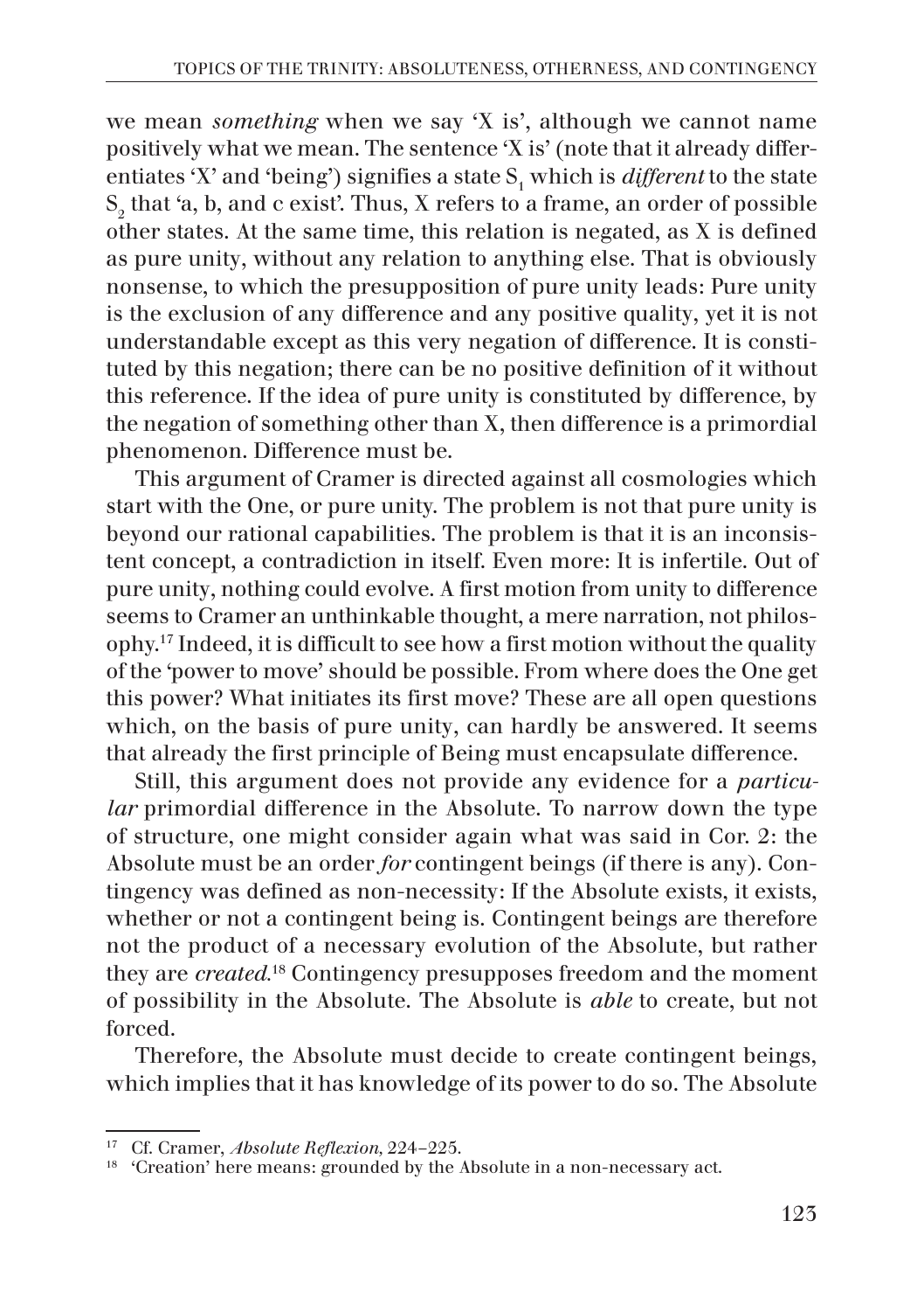we mean *something* when we say 'X is', although we cannot name positively what we mean. The sentence 'X is' (note that it already differentiates 'X' and 'being') signifies a state $S_1$ which is *different* to the state $S_2$ that 'a, b, and c exist'. Thus, X refers to a frame, an order of possible other states. At the same time, this relation is negated, as X is defined as pure unity, without any relation to anything else. That is obviously nonsense, to which the presupposition of pure unity leads: Pure unity is the exclusion of any difference and any positive quality, yet it is not understandable except as this very negation of difference. It is constituted by this negation; there can be no positive definition of it without this reference. If the idea of pure unity is constituted by difference, by the negation of something other than X, then difference is a primordial phenomenon. Difference must be.

This argument of Cramer is directed against all cosmologies which start with the One, or pure unity. The problem is not that pure unity is beyond our rational capabilities. The problem is that it is an inconsistent concept, a contradiction in itself. Even more: It is infertile. Out of pure unity, nothing could evolve. A first motion from unity to difference seems to Cramer an unthinkable thought, a mere narration, not philosophy.[17] Indeed, it is difficult to see how a first motion without the quality of the 'power to move' should be possible. From where does the One get this power? What initiates its first move? These are all open questions which, on the basis of pure unity, can hardly be answered. It seems that already the first principle of Being must encapsulate difference.

Still, this argument does not provide any evidence for a *particular* primordial difference in the Absolute. To narrow down the type of structure, one might consider again what was said in Cor. 2: the Absolute must be an order *for* contingent beings (if there is any). Contingency was defined as non-necessity: If the Absolute exists, it exists, whether or not a contingent being is. Contingent beings are therefore not the product of a necessary evolution of the Absolute, but rather they are *created*.[18] Contingency presupposes freedom and the moment of possibility in the Absolute. The Absolute is *able* to create, but not forced.

Therefore, the Absolute must decide to create contingent beings, which implies that it has knowledge of its power to do so. The Absolute

---

[17] Cf. Cramer, *Absolute Reflexion*, 224–225.

[18] 'Creation' here means: grounded by the Absolute in a non-necessary act.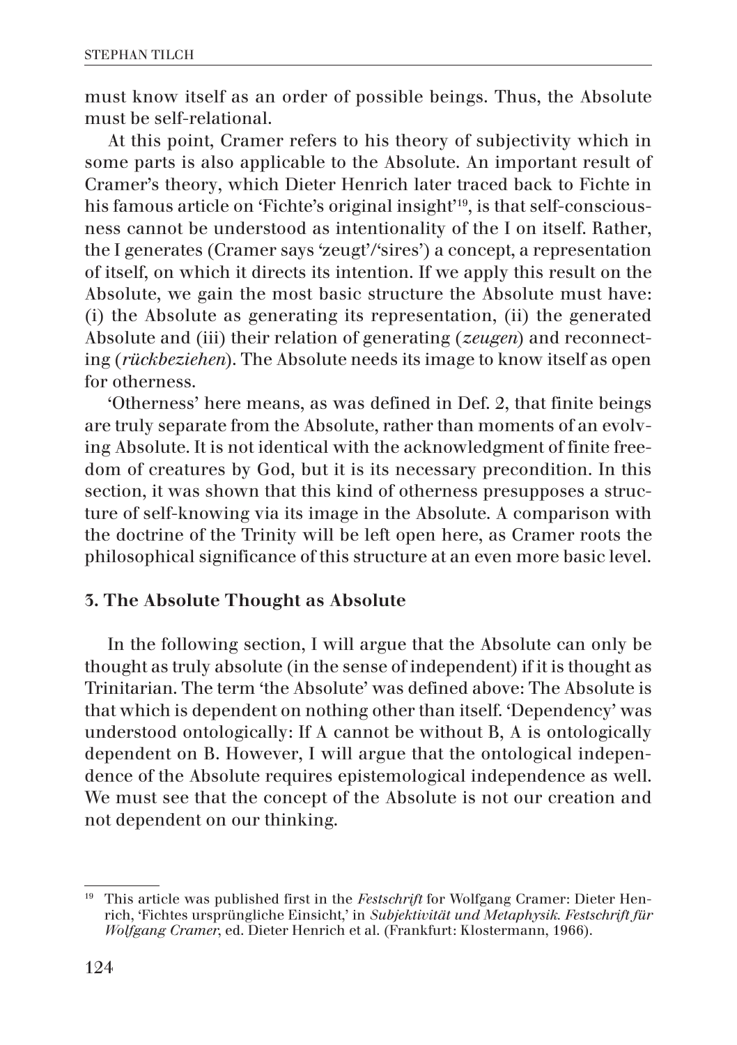must know itself as an order of possible beings. Thus, the Absolute must be self-relational.

At this point, Cramer refers to his theory of subjectivity which in some parts is also applicable to the Absolute. An important result of Cramer's theory, which Dieter Henrich later traced back to Fichte in his famous article on 'Fichte's original insight'[19], is that self-consciousness cannot be understood as intentionality of the I on itself. Rather, the I generates (Cramer says 'zeugt'/'sires') a concept, a representation of itself, on which it directs its intention. If we apply this result on the Absolute, we gain the most basic structure the Absolute must have: (i) the Absolute as generating its representation, (ii) the generated Absolute and (iii) their relation of generating (*zeugen*) and reconnecting (*rückbeziehen*). The Absolute needs its image to know itself as open for otherness.

'Otherness' here means, as was defined in Def. 2, that finite beings are truly separate from the Absolute, rather than moments of an evolving Absolute. It is not identical with the acknowledgment of finite freedom of creatures by God, but it is its necessary precondition. In this section, it was shown that this kind of otherness presupposes a structure of self-knowing via its image in the Absolute. A comparison with the doctrine of the Trinity will be left open here, as Cramer roots the philosophical significance of this structure at an even more basic level.

### 3. The Absolute Thought as Absolute

In the following section, I will argue that the Absolute can only be thought as truly absolute (in the sense of independent) if it is thought as Trinitarian. The term 'the Absolute' was defined above: The Absolute is that which is dependent on nothing other than itself. 'Dependency' was understood ontologically: If A cannot be without B, A is ontologically dependent on B. However, I will argue that the ontological independence of the Absolute requires epistemological independence as well. We must see that the concept of the Absolute is not our creation and not dependent on our thinking.

---

[19] This article was published first in the *Festschrift* for Wolfgang Cramer: Dieter Henrich, 'Fichtes ursprüngliche Einsicht,' in *Subjektivität und Metaphysik. Festschrift für Wolfgang Cramer*, ed. Dieter Henrich et al. (Frankfurt: Klostermann, 1966).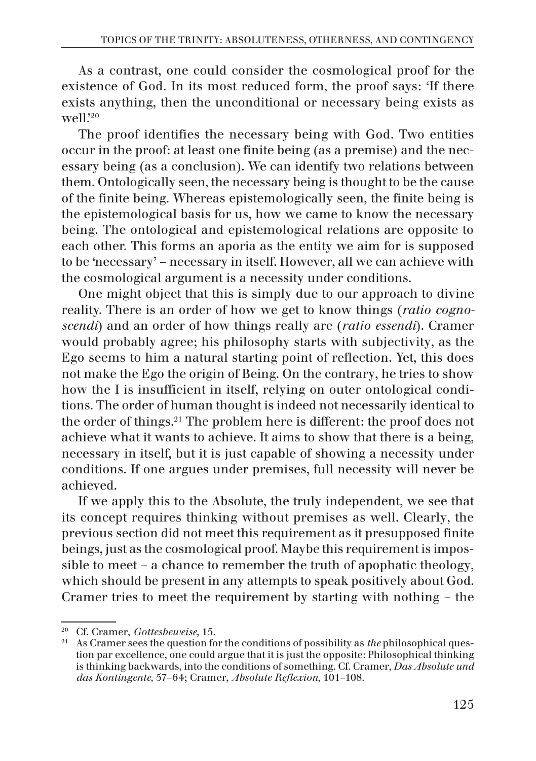As a contrast, one could consider the cosmological proof for the existence of God. In its most reduced form, the proof says: 'If there exists anything, then the unconditional or necessary being exists as well.'[20]

The proof identifies the necessary being with God. Two entities occur in the proof: at least one finite being (as a premise) and the necessary being (as a conclusion). We can identify two relations between them. Ontologically seen, the necessary being is thought to be the cause of the finite being. Whereas epistemologically seen, the finite being is the epistemological basis for us, how we came to know the necessary being. The ontological and epistemological relations are opposite to each other. This forms an aporia as the entity we aim for is supposed to be 'necessary' – necessary in itself. However, all we can achieve with the cosmological argument is a necessity under conditions.

One might object that this is simply due to our approach to divine reality. There is an order of how we get to know things (*ratio cognoscendi*) and an order of how things really are (*ratio essendi*). Cramer would probably agree; his philosophy starts with subjectivity, as the Ego seems to him a natural starting point of reflection. Yet, this does not make the Ego the origin of Being. On the contrary, he tries to show how the I is insufficient in itself, relying on outer ontological conditions. The order of human thought is indeed not necessarily identical to the order of things.[21] The problem here is different: the proof does not achieve what it wants to achieve. It aims to show that there is a being, necessary in itself, but it is just capable of showing a necessity under conditions. If one argues under premises, full necessity will never be achieved.

If we apply this to the Absolute, the truly independent, we see that its concept requires thinking without premises as well. Clearly, the previous section did not meet this requirement as it presupposed finite beings, just as the cosmological proof. Maybe this requirement is impossible to meet – a chance to remember the truth of apophatic theology, which should be present in any attempts to speak positively about God. Cramer tries to meet the requirement by starting with nothing – the

---

[20] Cf. Cramer, *Gottesbeweise*, 15.

[21] As Cramer sees the question for the conditions of possibility as *the* philosophical question par excellence, one could argue that it is just the opposite: Philosophical thinking is thinking backwards, into the conditions of something. Cf. Cramer, *Das Absolute und das Kontingente*, 57–64; Cramer, *Absolute Reflexion*, 101–108.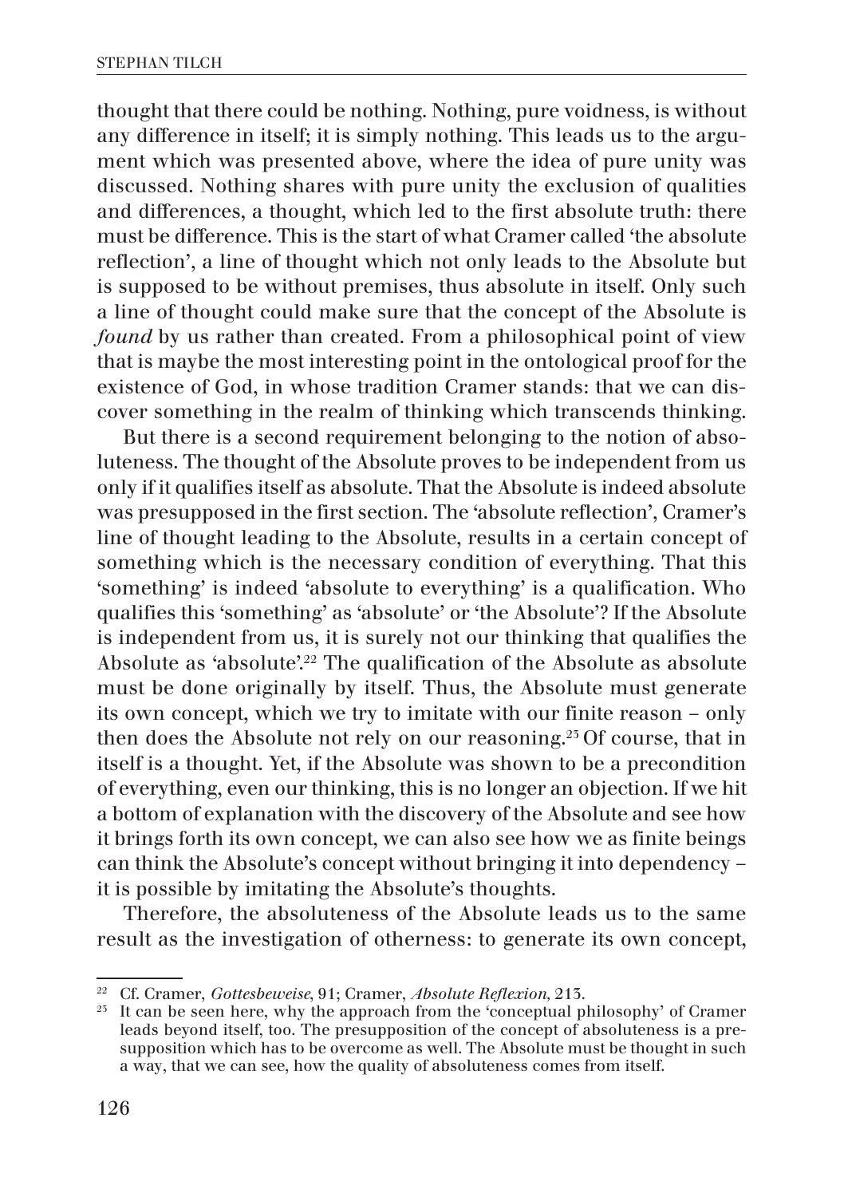thought that there could be nothing. Nothing, pure voidness, is without any difference in itself; it is simply nothing. This leads us to the argument which was presented above, where the idea of pure unity was discussed. Nothing shares with pure unity the exclusion of qualities and differences, a thought, which led to the first absolute truth: there must be difference. This is the start of what Cramer called 'the absolute reflection', a line of thought which not only leads to the Absolute but is supposed to be without premises, thus absolute in itself. Only such a line of thought could make sure that the concept of the Absolute is *found* by us rather than created. From a philosophical point of view that is maybe the most interesting point in the ontological proof for the existence of God, in whose tradition Cramer stands: that we can discover something in the realm of thinking which transcends thinking.

But there is a second requirement belonging to the notion of absoluteness. The thought of the Absolute proves to be independent from us only if it qualifies itself as absolute. That the Absolute is indeed absolute was presupposed in the first section. The 'absolute reflection', Cramer's line of thought leading to the Absolute, results in a certain concept of something which is the necessary condition of everything. That this 'something' is indeed 'absolute to everything' is a qualification. Who qualifies this 'something' as 'absolute' or 'the Absolute'? If the Absolute is independent from us, it is surely not our thinking that qualifies the Absolute as 'absolute'.[22] The qualification of the Absolute as absolute must be done originally by itself. Thus, the Absolute must generate its own concept, which we try to imitate with our finite reason – only then does the Absolute not rely on our reasoning.[23] Of course, that in itself is a thought. Yet, if the Absolute was shown to be a precondition of everything, even our thinking, this is no longer an objection. If we hit a bottom of explanation with the discovery of the Absolute and see how it brings forth its own concept, we can also see how we as finite beings can think the Absolute's concept without bringing it into dependency – it is possible by imitating the Absolute's thoughts.

Therefore, the absoluteness of the Absolute leads us to the same result as the investigation of otherness: to generate its own concept,

---

[22] Cf. Cramer, *Gottesbeweise*, 91; Cramer, *Absolute Reflexion*, 213.

[23] It can be seen here, why the approach from the 'conceptual philosophy' of Cramer leads beyond itself, too. The presupposition of the concept of absoluteness is a presupposition which has to be overcome as well. The Absolute must be thought in such a way, that we can see, how the quality of absoluteness comes from itself.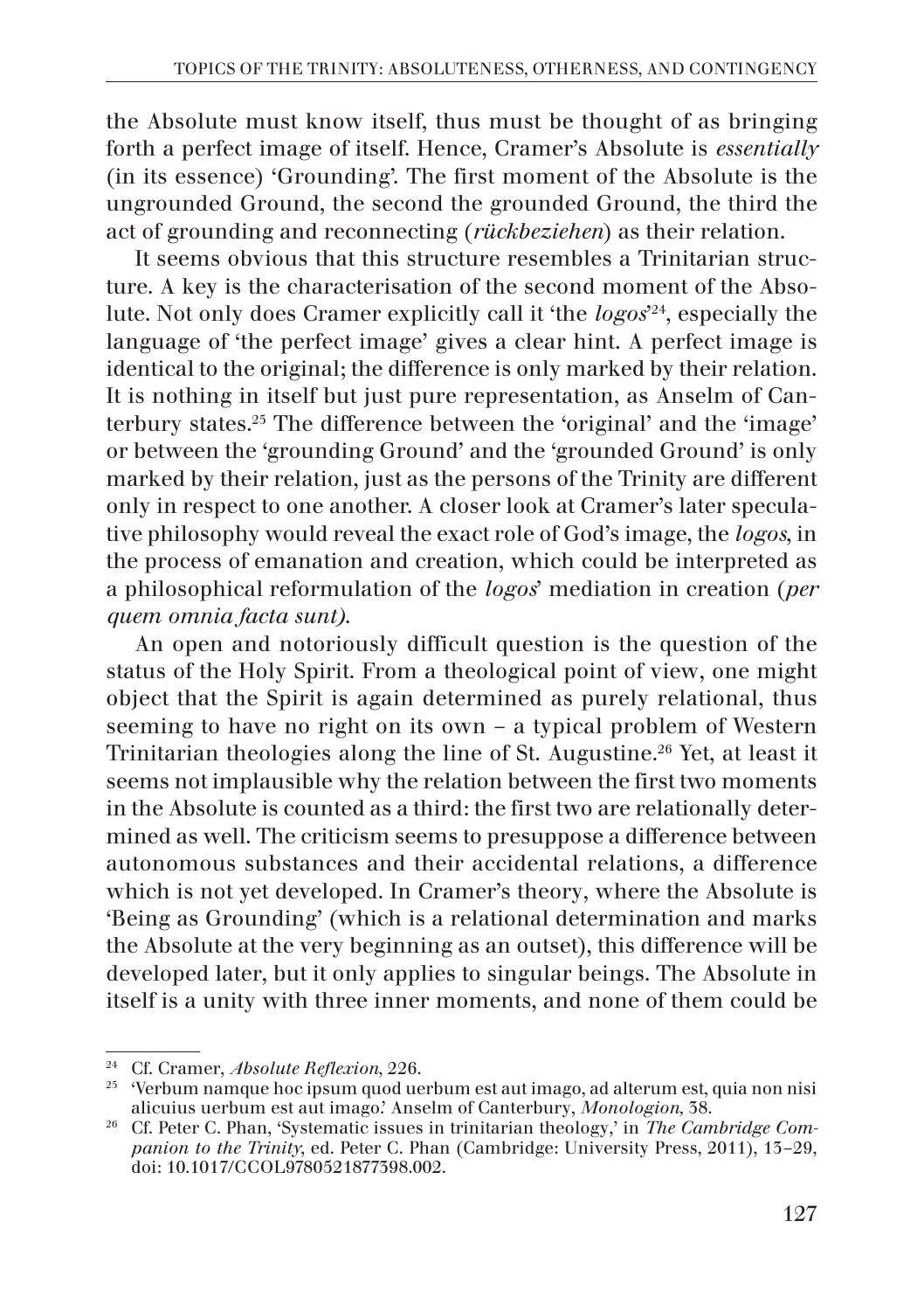the Absolute must know itself, thus must be thought of as bringing forth a perfect image of itself. Hence, Cramer's Absolute is *essentially* (in its essence) 'Grounding'. The first moment of the Absolute is the ungrounded Ground, the second the grounded Ground, the third the act of grounding and reconnecting (*rückbeziehen*) as their relation.

It seems obvious that this structure resembles a Trinitarian structure. A key is the characterisation of the second moment of the Absolute. Not only does Cramer explicitly call it 'the *logos*'[24], especially the language of 'the perfect image' gives a clear hint. A perfect image is identical to the original; the difference is only marked by their relation. It is nothing in itself but just pure representation, as Anselm of Canterbury states.[25] The difference between the 'original' and the 'image' or between the 'grounding Ground' and the 'grounded Ground' is only marked by their relation, just as the persons of the Trinity are different only in respect to one another. A closer look at Cramer's later speculative philosophy would reveal the exact role of God's image, the *logos*, in the process of emanation and creation, which could be interpreted as a philosophical reformulation of the *logos*' mediation in creation (*per quem omnia facta sunt)*.

An open and notoriously difficult question is the question of the status of the Holy Spirit. From a theological point of view, one might object that the Spirit is again determined as purely relational, thus seeming to have no right on its own – a typical problem of Western Trinitarian theologies along the line of St. Augustine.[26] Yet, at least it seems not implausible why the relation between the first two moments in the Absolute is counted as a third: the first two are relationally determined as well. The criticism seems to presuppose a difference between autonomous substances and their accidental relations, a difference which is not yet developed. In Cramer's theory, where the Absolute is 'Being as Grounding' (which is a relational determination and marks the Absolute at the very beginning as an outset), this difference will be developed later, but it only applies to singular beings. The Absolute in itself is a unity with three inner moments, and none of them could be

---

[24] Cf. Cramer, *Absolute Reflexion*, 226.

[25] 'Verbum namque hoc ipsum quod uerbum est aut imago, ad alterum est, quia non nisi alicuius uerbum est aut imago.' Anselm of Canterbury, *Monologion*, 38.

[26] Cf. Peter C. Phan, 'Systematic issues in trinitarian theology,' in *The Cambridge Companion to the Trinity*, ed. Peter C. Phan (Cambridge: University Press, 2011), 13–29, doi: 10.1017/CCOL9780521877398.002.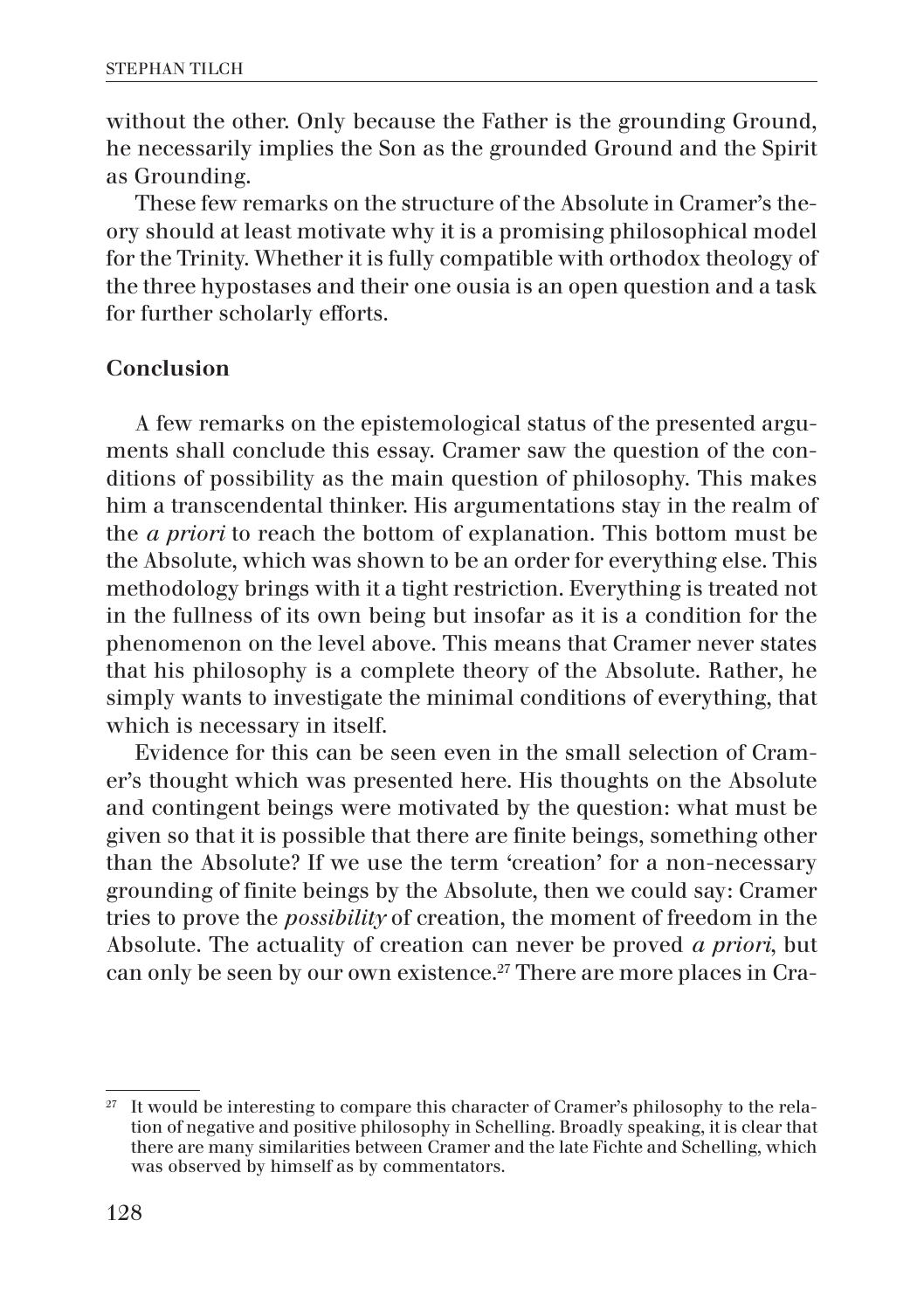without the other. Only because the Father is the grounding Ground, he necessarily implies the Son as the grounded Ground and the Spirit as Grounding.

These few remarks on the structure of the Absolute in Cramer's theory should at least motivate why it is a promising philosophical model for the Trinity. Whether it is fully compatible with orthodox theology of the three hypostases and their one ousia is an open question and a task for further scholarly efforts.

## Conclusion

A few remarks on the epistemological status of the presented arguments shall conclude this essay. Cramer saw the question of the conditions of possibility as the main question of philosophy. This makes him a transcendental thinker. His argumentations stay in the realm of the *a priori* to reach the bottom of explanation. This bottom must be the Absolute, which was shown to be an order for everything else. This methodology brings with it a tight restriction. Everything is treated not in the fullness of its own being but insofar as it is a condition for the phenomenon on the level above. This means that Cramer never states that his philosophy is a complete theory of the Absolute. Rather, he simply wants to investigate the minimal conditions of everything, that which is necessary in itself.

Evidence for this can be seen even in the small selection of Cramer's thought which was presented here. His thoughts on the Absolute and contingent beings were motivated by the question: what must be given so that it is possible that there are finite beings, something other than the Absolute? If we use the term 'creation' for a non-necessary grounding of finite beings by the Absolute, then we could say: Cramer tries to prove the *possibility* of creation, the moment of freedom in the Absolute. The actuality of creation can never be proved *a priori*, but can only be seen by our own existence.[27] There are more places in Cra-

---

[27] It would be interesting to compare this character of Cramer's philosophy to the relation of negative and positive philosophy in Schelling. Broadly speaking, it is clear that there are many similarities between Cramer and the late Fichte and Schelling, which was observed by himself as by commentators.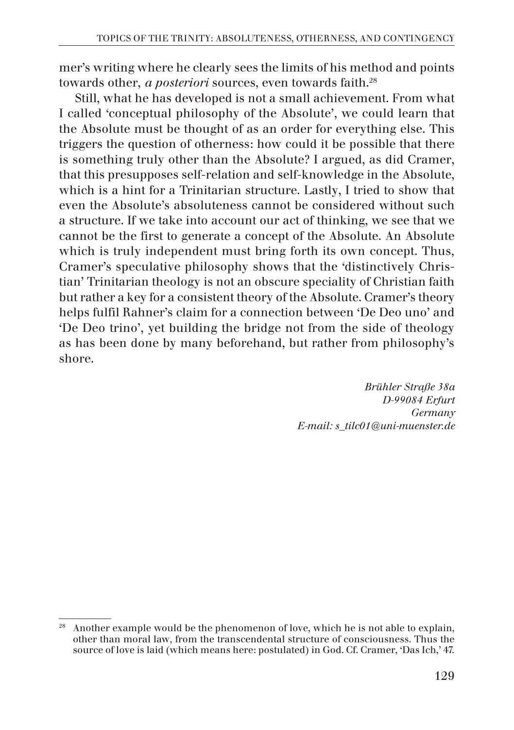mer's writing where he clearly sees the limits of his method and points towards other, *a posteriori* sources, even towards faith.[28]

Still, what he has developed is not a small achievement. From what I called 'conceptual philosophy of the Absolute', we could learn that the Absolute must be thought of as an order for everything else. This triggers the question of otherness: how could it be possible that there is something truly other than the Absolute? I argued, as did Cramer, that this presupposes self-relation and self-knowledge in the Absolute, which is a hint for a Trinitarian structure. Lastly, I tried to show that even the Absolute's absoluteness cannot be considered without such a structure. If we take into account our act of thinking, we see that we cannot be the first to generate a concept of the Absolute. An Absolute which is truly independent must bring forth its own concept. Thus, Cramer's speculative philosophy shows that the 'distinctively Christian' Trinitarian theology is not an obscure speciality of Christian faith but rather a key for a consistent theory of the Absolute. Cramer's theory helps fulfil Rahner's claim for a connection between 'De Deo uno' and 'De Deo trino', yet building the bridge not from the side of theology as has been done by many beforehand, but rather from philosophy's shore.

*Brühler Straße 38a*
*D-99084 Erfurt*
*Germany*
*E-mail: s_tilc01@uni-muenster.de*

---

[28] Another example would be the phenomenon of love, which he is not able to explain, other than moral law, from the transcendental structure of consciousness. Thus the source of love is laid (which means here: postulated) in God. Cf. Cramer, 'Das Ich,' 47.